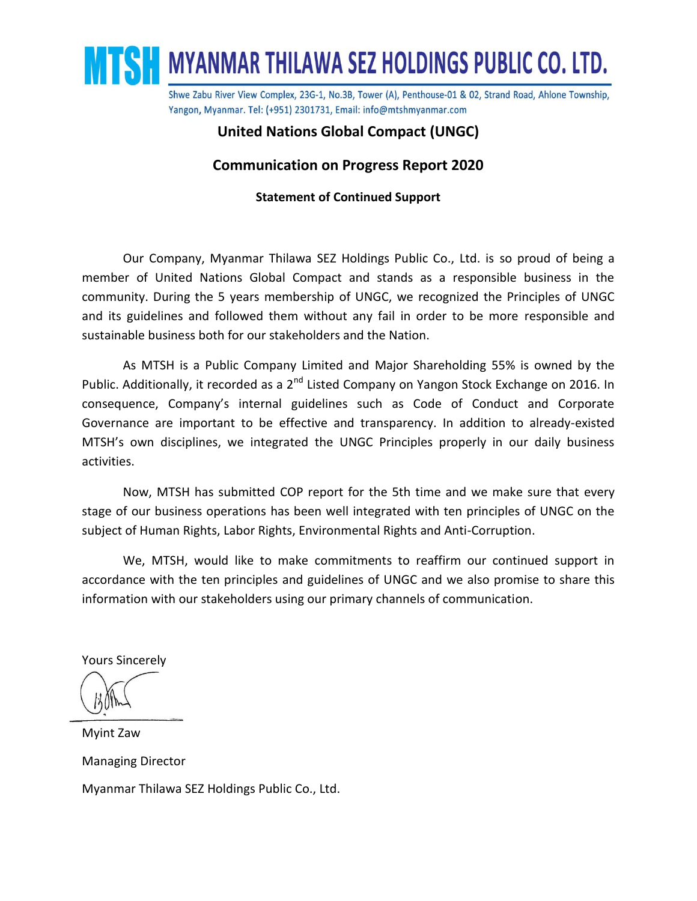# MTSH MYANMAR THILAWA SEZ HOLDINGS PUBLIC CO. LTD.

Shwe Zabu River View Complex, 23G-1, No.3B, Tower (A), Penthouse-01 & 02, Strand Road, Ahlone Township, Yangon, Myanmar. Tel: (+951) 2301731, Email: info@mtshmyanmar.com

## United Nations Global Compact (UNGC)

## Communication on Progress Report 2020

### Statement of Continued Support

Our Company, Myanmar Thilawa SEZ Holdings Public Co., Ltd. is so proud of being a member of United Nations Global Compact and stands as a responsible business in the community. During the 5 years membership of UNGC, we recognized the Principles of UNGC and its guidelines and followed them without any fail in order to be more responsible and sustainable business both for our stakeholders and the Nation.

As MTSH is a Public Company Limited and Major Shareholding 55% is owned by the Public. Additionally, it recorded as a 2nd Listed Company on Yangon Stock Exchange on 2016. In consequence, Company's internal guidelines such as Code of Conduct and Corporate Governance are important to be effective and transparency. In addition to already-existed MTSH's own disciplines, we integrated the UNGC Principles properly in our daily business activities.

Now, MTSH has submitted COP report for the 5th time and we make sure that every stage of our business operations has been well integrated with ten principles of UNGC on the subject of Human Rights, Labor Rights, Environmental Rights and Anti-Corruption.

We, MTSH, would like to make commitments to reaffirm our continued support in accordance with the ten principles and guidelines of UNGC and we also promise to share this information with our stakeholders using our primary channels of communication.

Yours Sincerely

Myint Zaw

Managing Director

Myanmar Thilawa SEZ Holdings Public Co., Ltd.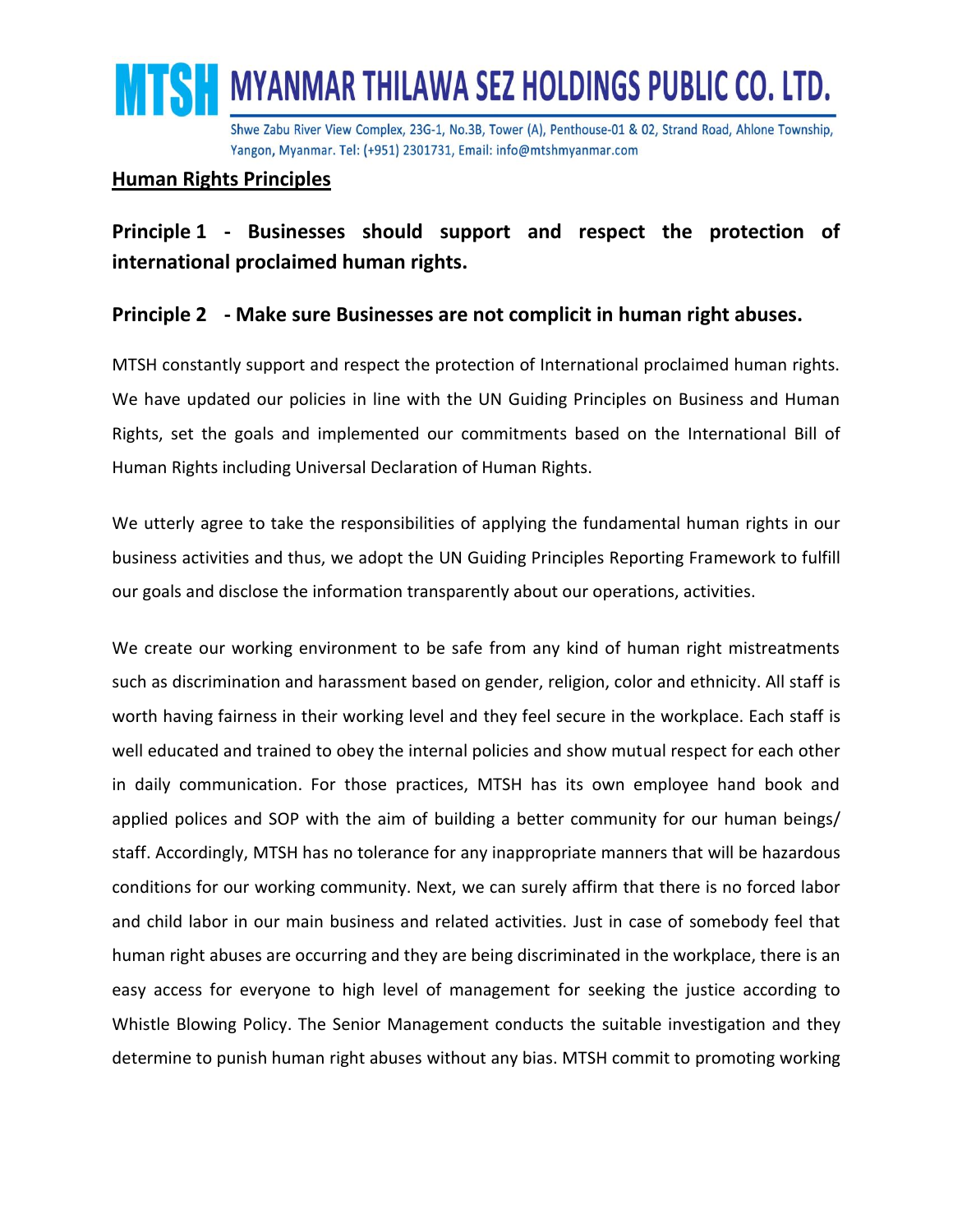## Human Rights Principles

### Principle 1 - Businesses should support and respect the protection of international proclaimed human rights.

### Principle 2 - Make sure Businesses are not complicit in human right abuses.

MTSH constantly support and respect the protection of International proclaimed human rights. We have updated our policies in line with the UN Guiding Principles on Business and Human Rights, set the goals and implemented our commitments based on the International Bill of Human Rights including Universal Declaration of Human Rights.

We utterly agree to take the responsibilities of applying the fundamental human rights in our business activities and thus, we adopt the UN Guiding Principles Reporting Framework to fulfill our goals and disclose the information transparently about our operations, activities.

We create our working environment to be safe from any kind of human right mistreatments such as discrimination and harassment based on gender, religion, color and ethnicity. All staff is worth having fairness in their working level and they feel secure in the workplace. Each staff is well educated and trained to obey the internal policies and show mutual respect for each other in daily communication. For those practices, MTSH has its own employee hand book and applied polices and SOP with the aim of building a better community for our human beings/ staff. Accordingly, MTSH has no tolerance for any inappropriate manners that will be hazardous conditions for our working community. Next, we can surely affirm that there is no forced labor and child labor in our main business and related activities. Just in case of somebody feel that human right abuses are occurring and they are being discriminated in the workplace, there is an easy access for everyone to high level of management for seeking the justice according to Whistle Blowing Policy. The Senior Management conducts the suitable investigation and they determine to punish human right abuses without any bias. MTSH commit to promoting working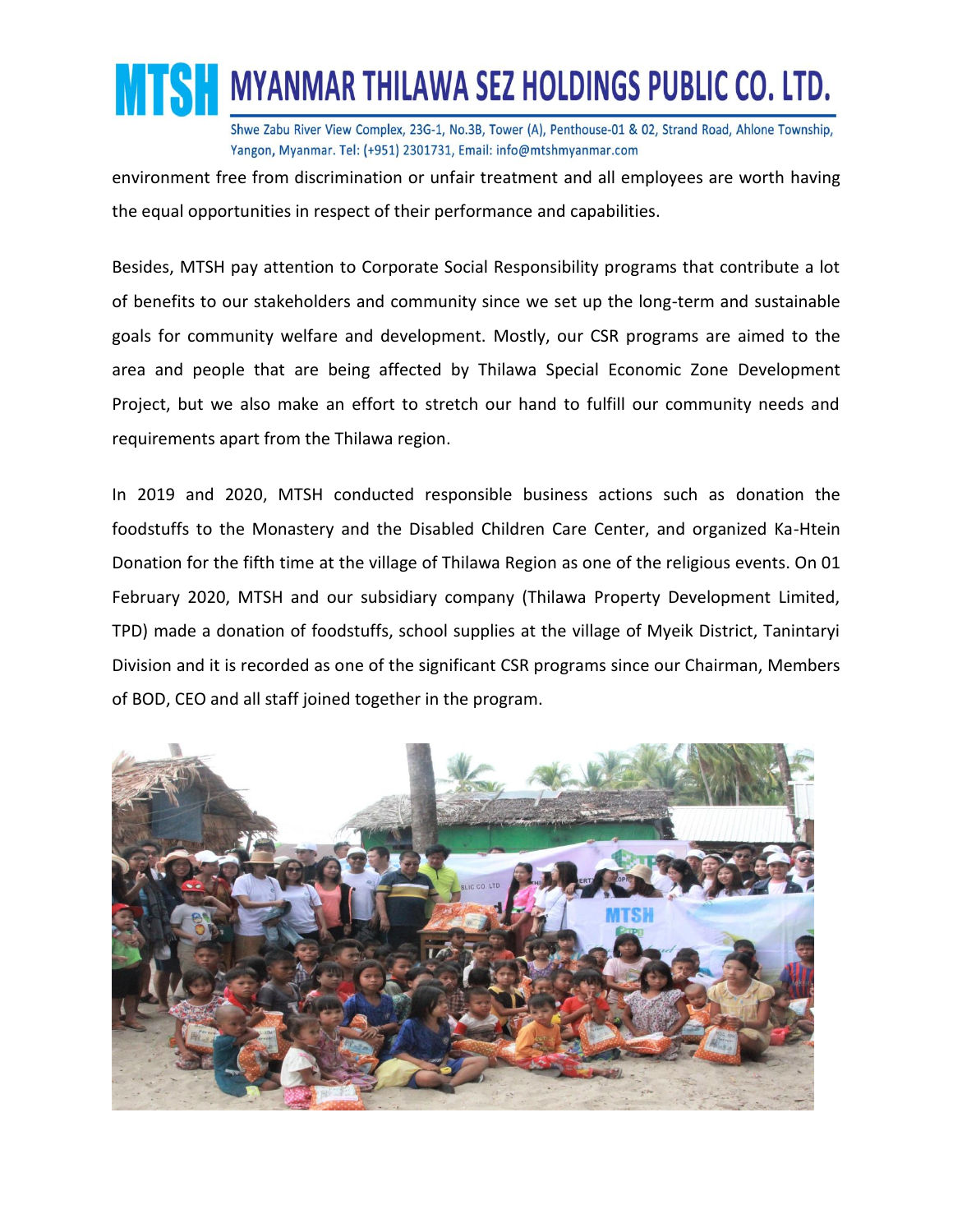environment free from discrimination or unfair treatment and all employees are worth having the equal opportunities in respect of their performance and capabilities.

Besides, MTSH pay attention to Corporate Social Responsibility programs that contribute a lot of benefits to our stakeholders and community since we set up the long-term and sustainable goals for community welfare and development. Mostly, our CSR programs are aimed to the area and people that are being affected by Thilawa Special Economic Zone Development Project, but we also make an effort to stretch our hand to fulfill our community needs and requirements apart from the Thilawa region.

In 2019 and 2020, MTSH conducted responsible business actions such as donation the foodstuffs to the Monastery and the Disabled Children Care Center, and organized Ka-Htein Donation for the fifth time at the village of Thilawa Region as one of the religious events. On 01 February 2020, MTSH and our subsidiary company (Thilawa Property Development Limited, TPD) made a donation of foodstuffs, school supplies at the village of Myeik District, Tanintaryi Division and it is recorded as one of the significant CSR programs since our Chairman, Members of BOD, CEO and all staff joined together in the program.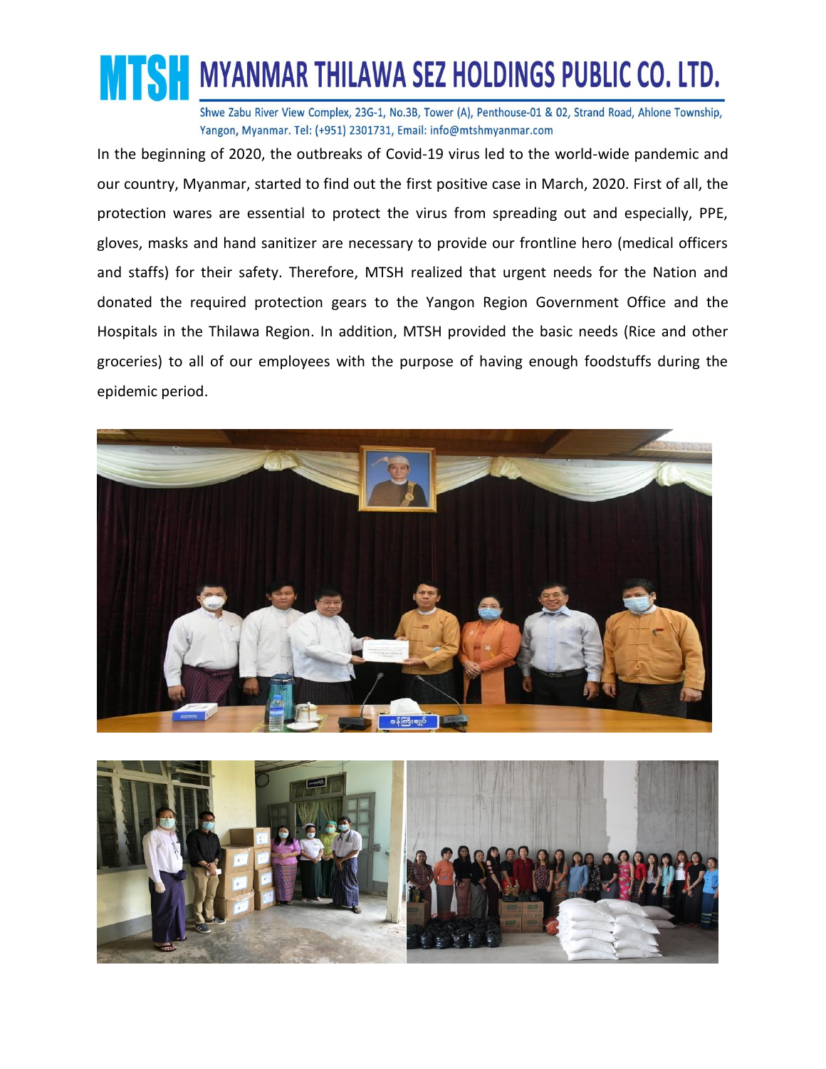# MTSH MYANMAR THILAWA SEZ HOLDINGS PUBLIC CO. LTD.

Shwe Zabu River View Complex, 23G-1, No.3B, Tower (A), Penthouse-01 & 02, Strand Road, Ahlone Township, Yangon, Myanmar. Tel: (+951) 2301731, Email: info@mtshmyanmar.com

In the beginning of 2020, the outbreaks of Covid-19 virus led to the world-wide pandemic and our country, Myanmar, started to find out the first positive case in March, 2020. First of all, the protection wares are essential to protect the virus from spreading out and especially, PPE, gloves, masks and hand sanitizer are necessary to provide our frontline hero (medical officers and staffs) for their safety. Therefore, MTSH realized that urgent needs for the Nation and donated the required protection gears to the Yangon Region Government Office and the Hospitals in the Thilawa Region. In addition, MTSH provided the basic needs (Rice and other groceries) to all of our employees with the purpose of having enough foodstuffs during the epidemic period.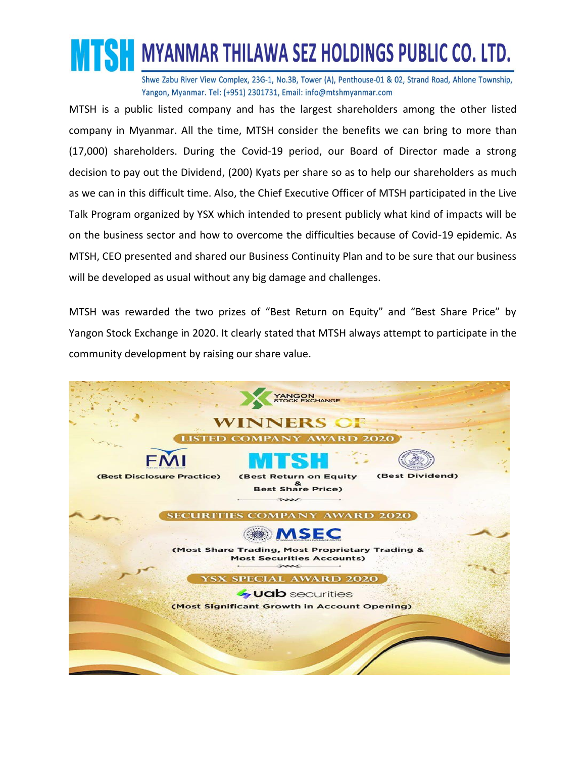MTSH is a public listed company and has the largest shareholders among the other listed company in Myanmar. All the time, MTSH consider the benefits we can bring to more than (17,000) shareholders. During the Covid-19 period, our Board of Director made a strong decision to pay out the Dividend, (200) Kyats per share so as to help our shareholders as much as we can in this difficult time. Also, the Chief Executive Officer of MTSH participated in the Live Talk Program organized by YSX which intended to present publicly what kind of impacts will be on the business sector and how to overcome the difficulties because of Covid-19 epidemic. As MTSH, CEO presented and shared our Business Continuity Plan and to be sure that our business will be developed as usual without any big damage and challenges.

MTSH was rewarded the two prizes of "Best Return on Equity" and "Best Share Price" by Yangon Stock Exchange in 2020. It clearly stated that MTSH always attempt to participate in the community development by raising our share value.

YANGON STOCK EXCHANGE

**WINNERS OF**

**LISTED COMPANY AWARD 2020**

FMI (Best Disclosure Practice)

MTSH (Best Return on Equity & Best Share Price)

(Best Dividend)

**SECURITIES COMPANY AWARD 2020**

MSEC (Most Share Trading, Most Proprietary Trading & Most Securities Accounts)

**YSX SPECIAL AWARD 2020**

uab securities (Most Significant Growth in Account Opening)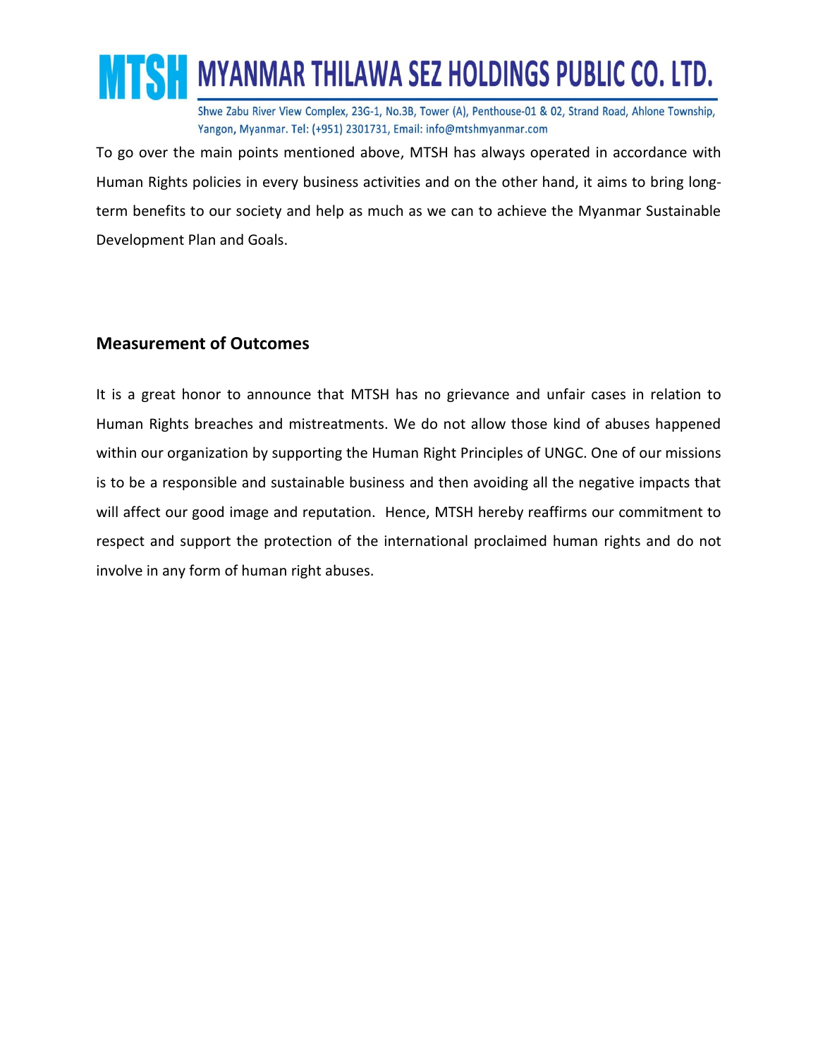To go over the main points mentioned above, MTSH has always operated in accordance with Human Rights policies in every business activities and on the other hand, it aims to bring long-term benefits to our society and help as much as we can to achieve the Myanmar Sustainable Development Plan and Goals.

## Measurement of Outcomes

It is a great honor to announce that MTSH has no grievance and unfair cases in relation to Human Rights breaches and mistreatments. We do not allow those kind of abuses happened within our organization by supporting the Human Right Principles of UNGC. One of our missions is to be a responsible and sustainable business and then avoiding all the negative impacts that will affect our good image and reputation. Hence, MTSH hereby reaffirms our commitment to respect and support the protection of the international proclaimed human rights and do not involve in any form of human right abuses.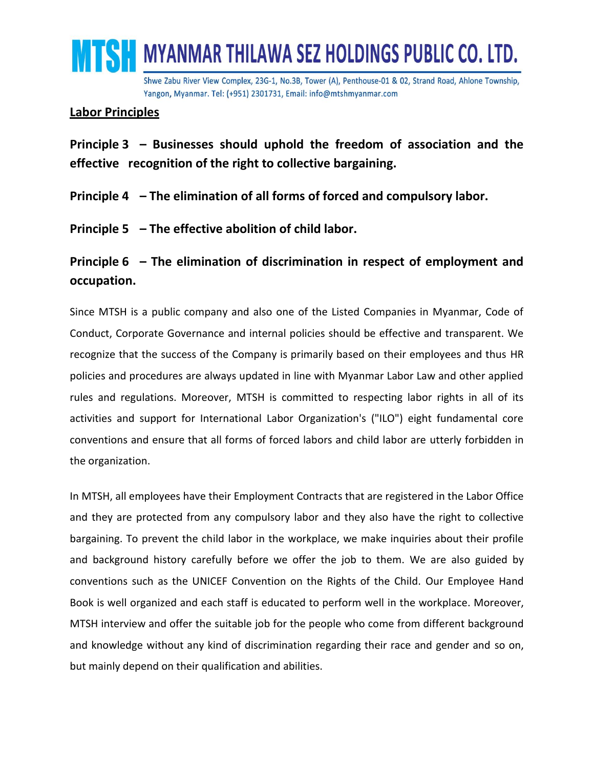## Labor Principles

**Principle 3 – Businesses should uphold the freedom of association and the effective recognition of the right to collective bargaining.**

**Principle 4 – The elimination of all forms of forced and compulsory labor.**

**Principle 5 – The effective abolition of child labor.**

**Principle 6 – The elimination of discrimination in respect of employment and occupation.**

Since MTSH is a public company and also one of the Listed Companies in Myanmar, Code of Conduct, Corporate Governance and internal policies should be effective and transparent. We recognize that the success of the Company is primarily based on their employees and thus HR policies and procedures are always updated in line with Myanmar Labor Law and other applied rules and regulations. Moreover, MTSH is committed to respecting labor rights in all of its activities and support for International Labor Organization's ("ILO") eight fundamental core conventions and ensure that all forms of forced labors and child labor are utterly forbidden in the organization.

In MTSH, all employees have their Employment Contracts that are registered in the Labor Office and they are protected from any compulsory labor and they also have the right to collective bargaining. To prevent the child labor in the workplace, we make inquiries about their profile and background history carefully before we offer the job to them. We are also guided by conventions such as the UNICEF Convention on the Rights of the Child. Our Employee Hand Book is well organized and each staff is educated to perform well in the workplace. Moreover, MTSH interview and offer the suitable job for the people who come from different background and knowledge without any kind of discrimination regarding their race and gender and so on, but mainly depend on their qualification and abilities.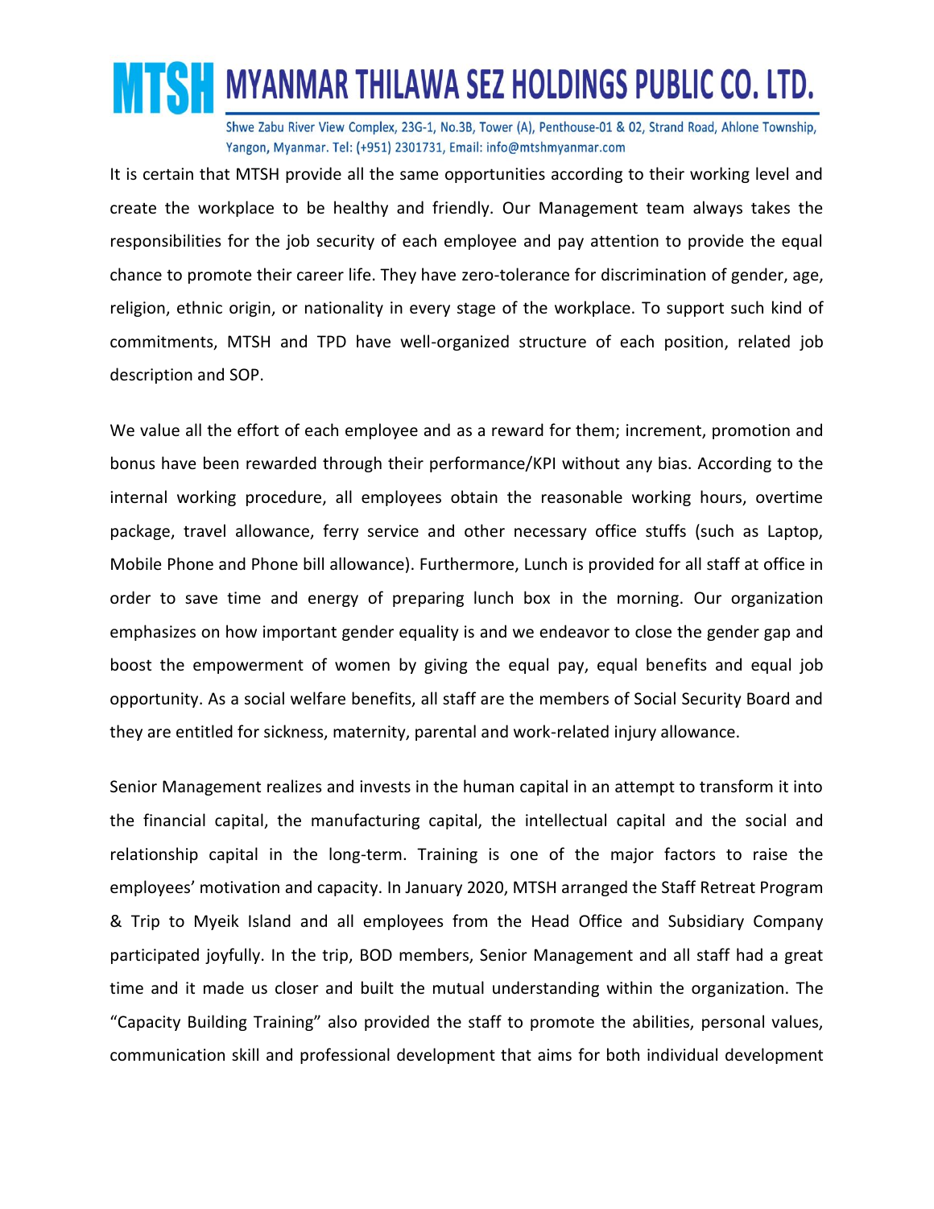It is certain that MTSH provide all the same opportunities according to their working level and create the workplace to be healthy and friendly. Our Management team always takes the responsibilities for the job security of each employee and pay attention to provide the equal chance to promote their career life. They have zero-tolerance for discrimination of gender, age, religion, ethnic origin, or nationality in every stage of the workplace. To support such kind of commitments, MTSH and TPD have well-organized structure of each position, related job description and SOP.

We value all the effort of each employee and as a reward for them; increment, promotion and bonus have been rewarded through their performance/KPI without any bias. According to the internal working procedure, all employees obtain the reasonable working hours, overtime package, travel allowance, ferry service and other necessary office stuffs (such as Laptop, Mobile Phone and Phone bill allowance). Furthermore, Lunch is provided for all staff at office in order to save time and energy of preparing lunch box in the morning. Our organization emphasizes on how important gender equality is and we endeavor to close the gender gap and boost the empowerment of women by giving the equal pay, equal benefits and equal job opportunity. As a social welfare benefits, all staff are the members of Social Security Board and they are entitled for sickness, maternity, parental and work-related injury allowance.

Senior Management realizes and invests in the human capital in an attempt to transform it into the financial capital, the manufacturing capital, the intellectual capital and the social and relationship capital in the long-term. Training is one of the major factors to raise the employees' motivation and capacity. In January 2020, MTSH arranged the Staff Retreat Program & Trip to Myeik Island and all employees from the Head Office and Subsidiary Company participated joyfully. In the trip, BOD members, Senior Management and all staff had a great time and it made us closer and built the mutual understanding within the organization. The "Capacity Building Training" also provided the staff to promote the abilities, personal values, communication skill and professional development that aims for both individual development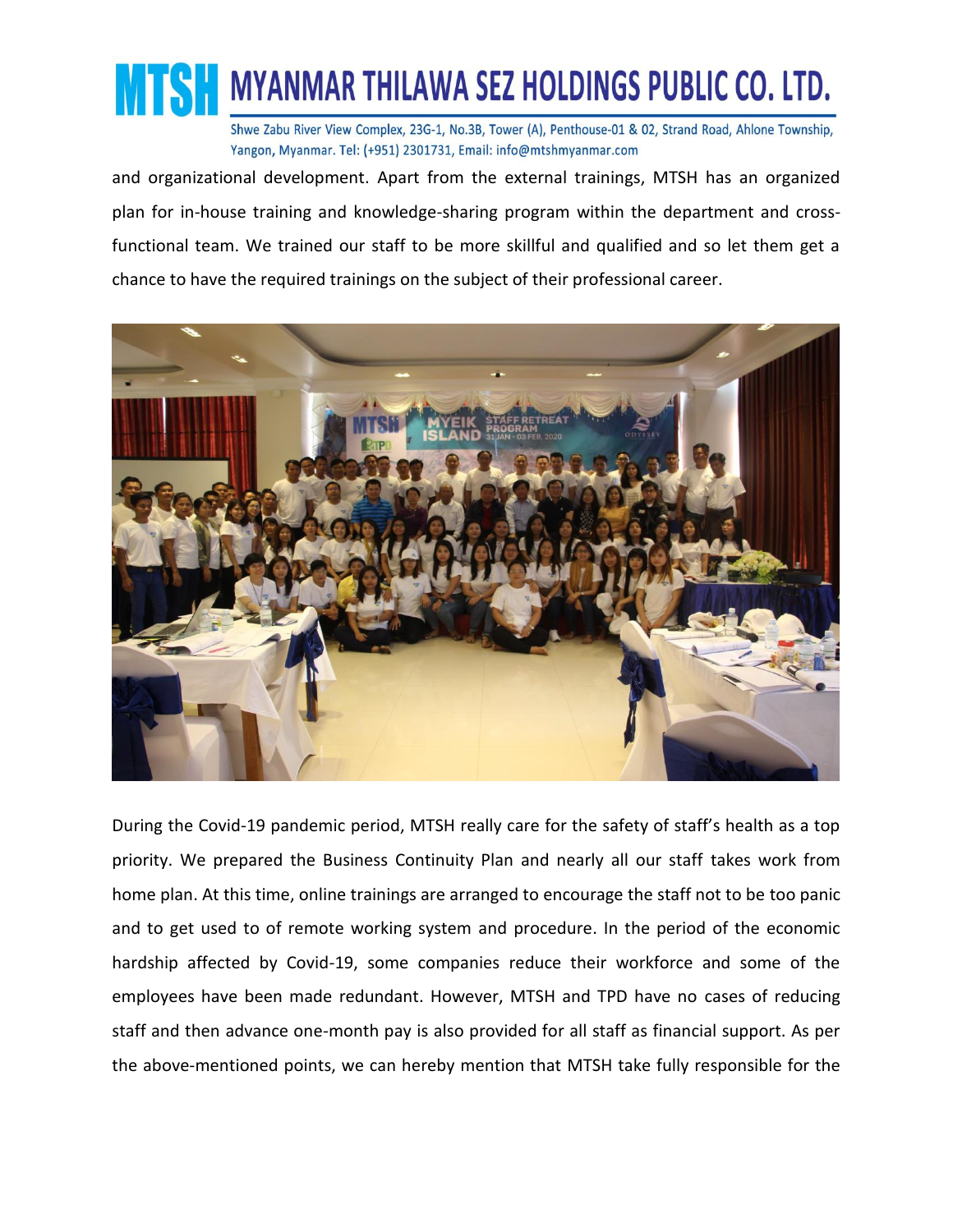and organizational development. Apart from the external trainings, MTSH has an organized plan for in-house training and knowledge-sharing program within the department and cross-functional team. We trained our staff to be more skillful and qualified and so let them get a chance to have the required trainings on the subject of their professional career.

During the Covid-19 pandemic period, MTSH really care for the safety of staff's health as a top priority. We prepared the Business Continuity Plan and nearly all our staff takes work from home plan. At this time, online trainings are arranged to encourage the staff not to be too panic and to get used to of remote working system and procedure. In the period of the economic hardship affected by Covid-19, some companies reduce their workforce and some of the employees have been made redundant. However, MTSH and TPD have no cases of reducing staff and then advance one-month pay is also provided for all staff as financial support. As per the above-mentioned points, we can hereby mention that MTSH take fully responsible for the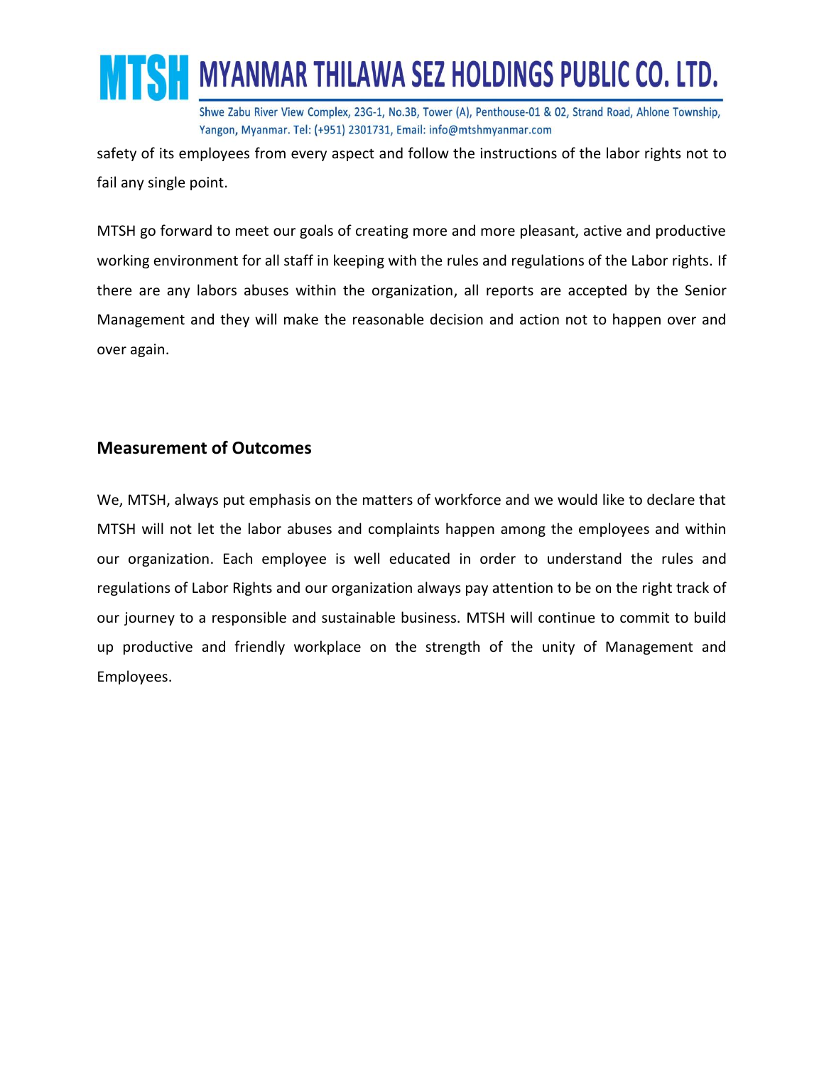safety of its employees from every aspect and follow the instructions of the labor rights not to fail any single point.

MTSH go forward to meet our goals of creating more and more pleasant, active and productive working environment for all staff in keeping with the rules and regulations of the Labor rights. If there are any labors abuses within the organization, all reports are accepted by the Senior Management and they will make the reasonable decision and action not to happen over and over again.

## Measurement of Outcomes

We, MTSH, always put emphasis on the matters of workforce and we would like to declare that MTSH will not let the labor abuses and complaints happen among the employees and within our organization. Each employee is well educated in order to understand the rules and regulations of Labor Rights and our organization always pay attention to be on the right track of our journey to a responsible and sustainable business. MTSH will continue to commit to build up productive and friendly workplace on the strength of the unity of Management and Employees.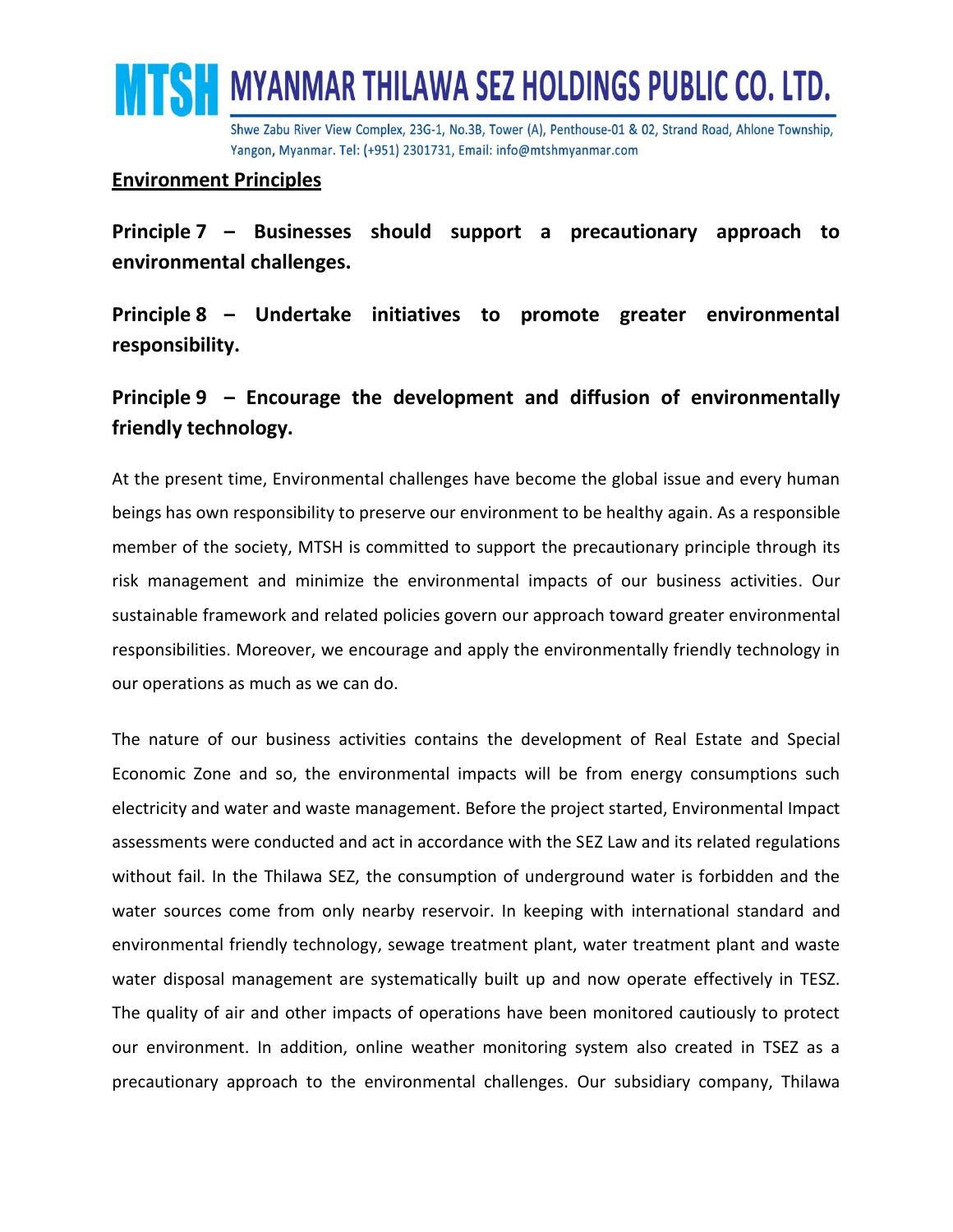## Environment Principles

**Principle 7 – Businesses should support a precautionary approach to environmental challenges.**

**Principle 8 – Undertake initiatives to promote greater environmental responsibility.**

**Principle 9 – Encourage the development and diffusion of environmentally friendly technology.**

At the present time, Environmental challenges have become the global issue and every human beings has own responsibility to preserve our environment to be healthy again. As a responsible member of the society, MTSH is committed to support the precautionary principle through its risk management and minimize the environmental impacts of our business activities. Our sustainable framework and related policies govern our approach toward greater environmental responsibilities. Moreover, we encourage and apply the environmentally friendly technology in our operations as much as we can do.

The nature of our business activities contains the development of Real Estate and Special Economic Zone and so, the environmental impacts will be from energy consumptions such electricity and water and waste management. Before the project started, Environmental Impact assessments were conducted and act in accordance with the SEZ Law and its related regulations without fail. In the Thilawa SEZ, the consumption of underground water is forbidden and the water sources come from only nearby reservoir. In keeping with international standard and environmental friendly technology, sewage treatment plant, water treatment plant and waste water disposal management are systematically built up and now operate effectively in TESZ. The quality of air and other impacts of operations have been monitored cautiously to protect our environment. In addition, online weather monitoring system also created in TSEZ as a precautionary approach to the environmental challenges. Our subsidiary company, Thilawa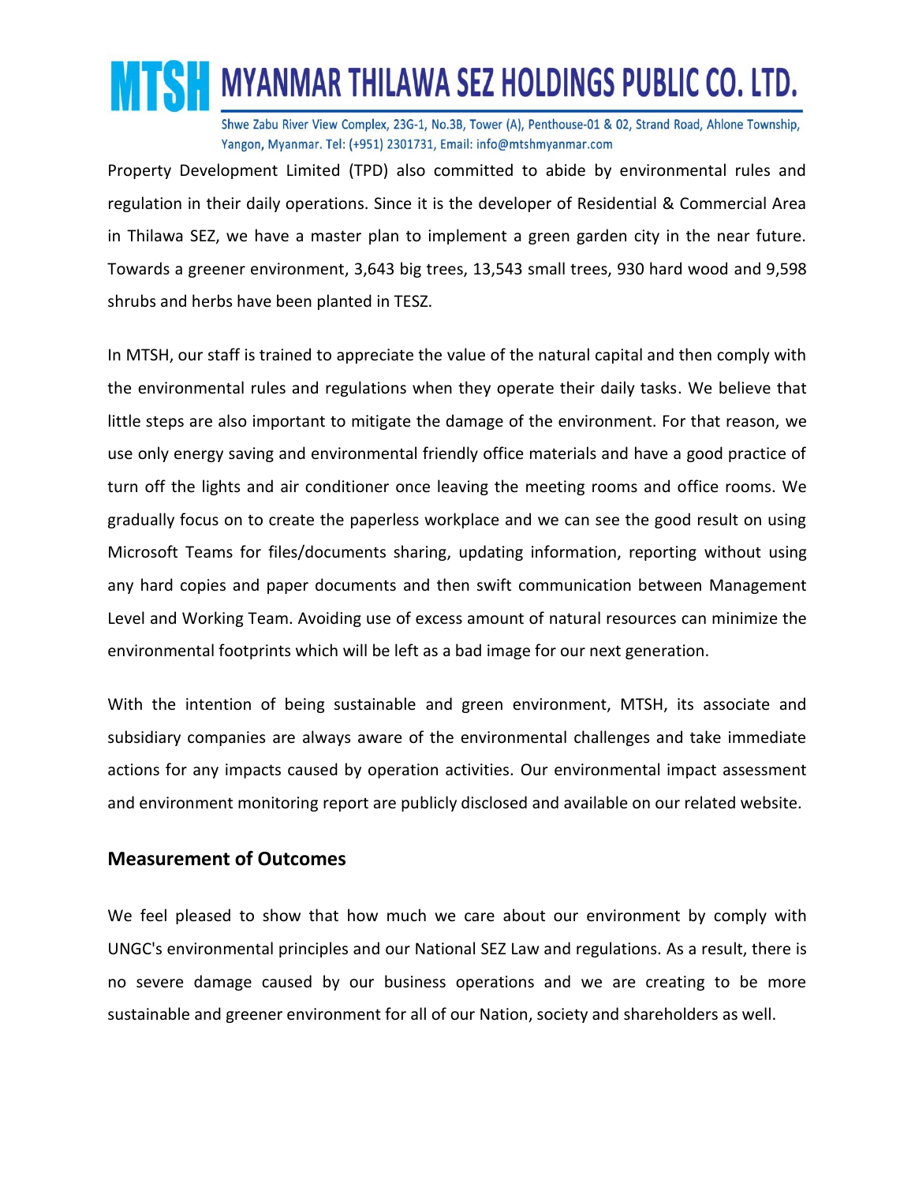Property Development Limited (TPD) also committed to abide by environmental rules and regulation in their daily operations. Since it is the developer of Residential & Commercial Area in Thilawa SEZ, we have a master plan to implement a green garden city in the near future. Towards a greener environment, 3,643 big trees, 13,543 small trees, 930 hard wood and 9,598 shrubs and herbs have been planted in TESZ.

In MTSH, our staff is trained to appreciate the value of the natural capital and then comply with the environmental rules and regulations when they operate their daily tasks. We believe that little steps are also important to mitigate the damage of the environment. For that reason, we use only energy saving and environmental friendly office materials and have a good practice of turn off the lights and air conditioner once leaving the meeting rooms and office rooms. We gradually focus on to create the paperless workplace and we can see the good result on using Microsoft Teams for files/documents sharing, updating information, reporting without using any hard copies and paper documents and then swift communication between Management Level and Working Team. Avoiding use of excess amount of natural resources can minimize the environmental footprints which will be left as a bad image for our next generation.

With the intention of being sustainable and green environment, MTSH, its associate and subsidiary companies are always aware of the environmental challenges and take immediate actions for any impacts caused by operation activities. Our environmental impact assessment and environment monitoring report are publicly disclosed and available on our related website.

### Measurement of Outcomes

We feel pleased to show that how much we care about our environment by comply with UNGC's environmental principles and our National SEZ Law and regulations. As a result, there is no severe damage caused by our business operations and we are creating to be more sustainable and greener environment for all of our Nation, society and shareholders as well.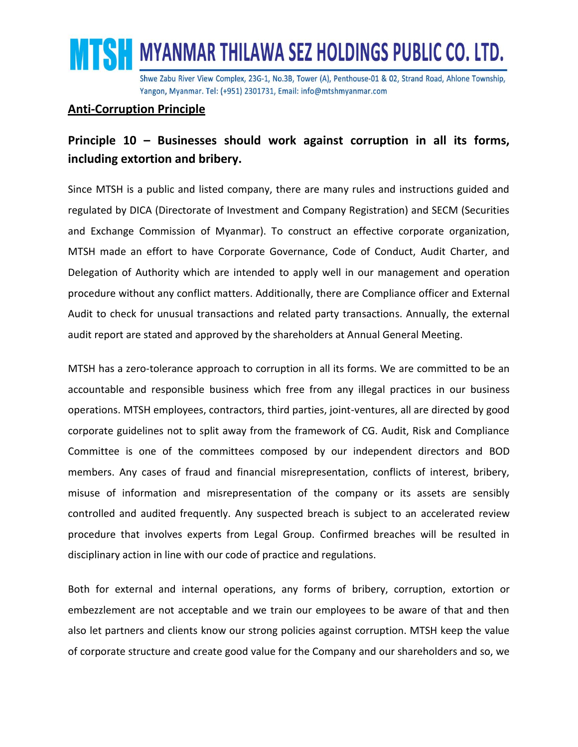## Anti-Corruption Principle

### Principle 10 – Businesses should work against corruption in all its forms, including extortion and bribery.

Since MTSH is a public and listed company, there are many rules and instructions guided and regulated by DICA (Directorate of Investment and Company Registration) and SECM (Securities and Exchange Commission of Myanmar). To construct an effective corporate organization, MTSH made an effort to have Corporate Governance, Code of Conduct, Audit Charter, and Delegation of Authority which are intended to apply well in our management and operation procedure without any conflict matters. Additionally, there are Compliance officer and External Audit to check for unusual transactions and related party transactions. Annually, the external audit report are stated and approved by the shareholders at Annual General Meeting.

MTSH has a zero-tolerance approach to corruption in all its forms. We are committed to be an accountable and responsible business which free from any illegal practices in our business operations. MTSH employees, contractors, third parties, joint-ventures, all are directed by good corporate guidelines not to split away from the framework of CG. Audit, Risk and Compliance Committee is one of the committees composed by our independent directors and BOD members. Any cases of fraud and financial misrepresentation, conflicts of interest, bribery, misuse of information and misrepresentation of the company or its assets are sensibly controlled and audited frequently. Any suspected breach is subject to an accelerated review procedure that involves experts from Legal Group. Confirmed breaches will be resulted in disciplinary action in line with our code of practice and regulations.

Both for external and internal operations, any forms of bribery, corruption, extortion or embezzlement are not acceptable and we train our employees to be aware of that and then also let partners and clients know our strong policies against corruption. MTSH keep the value of corporate structure and create good value for the Company and our shareholders and so, we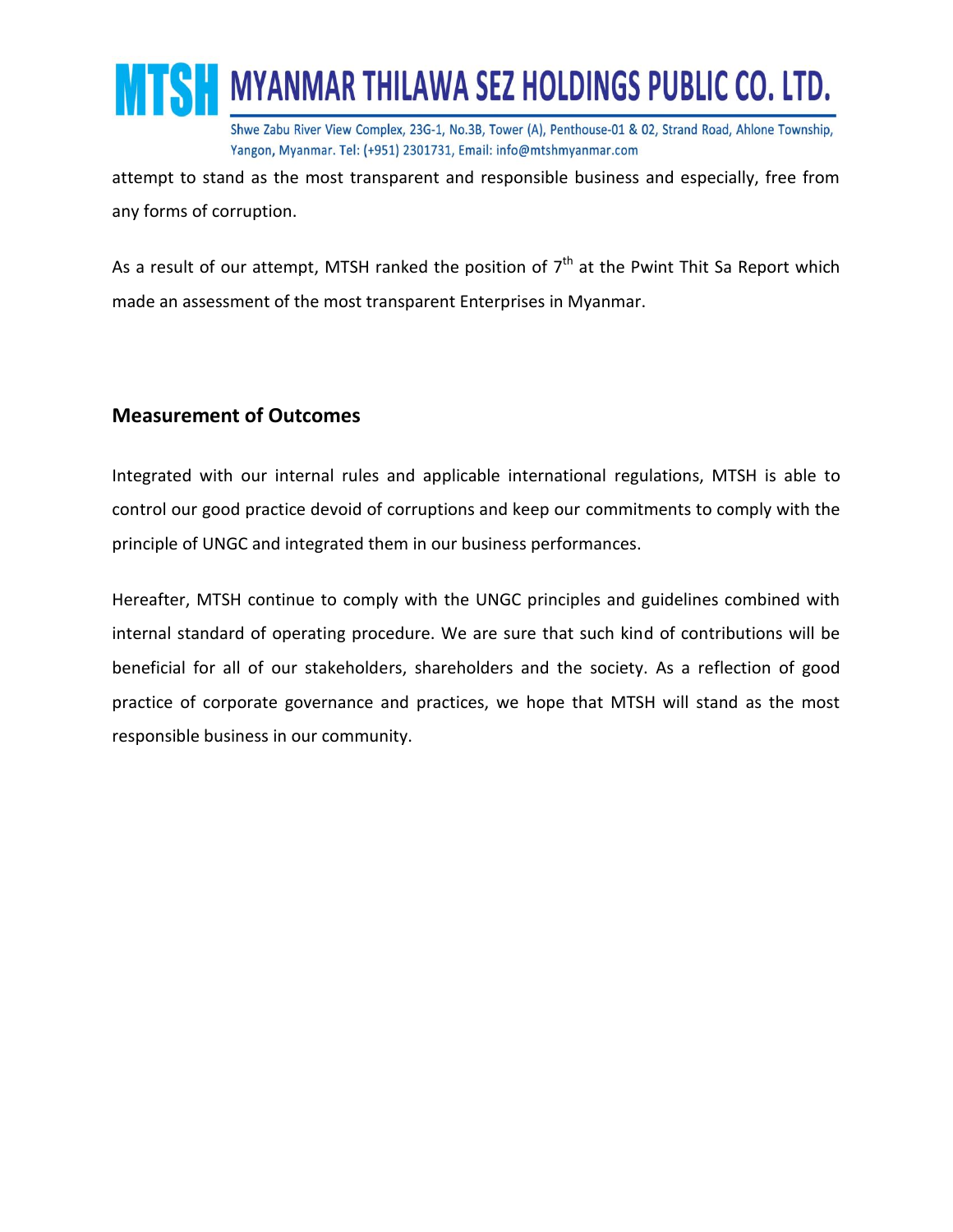attempt to stand as the most transparent and responsible business and especially, free from any forms of corruption.

As a result of our attempt, MTSH ranked the position of 7th at the Pwint Thit Sa Report which made an assessment of the most transparent Enterprises in Myanmar.

## Measurement of Outcomes

Integrated with our internal rules and applicable international regulations, MTSH is able to control our good practice devoid of corruptions and keep our commitments to comply with the principle of UNGC and integrated them in our business performances.

Hereafter, MTSH continue to comply with the UNGC principles and guidelines combined with internal standard of operating procedure. We are sure that such kind of contributions will be beneficial for all of our stakeholders, shareholders and the society. As a reflection of good practice of corporate governance and practices, we hope that MTSH will stand as the most responsible business in our community.